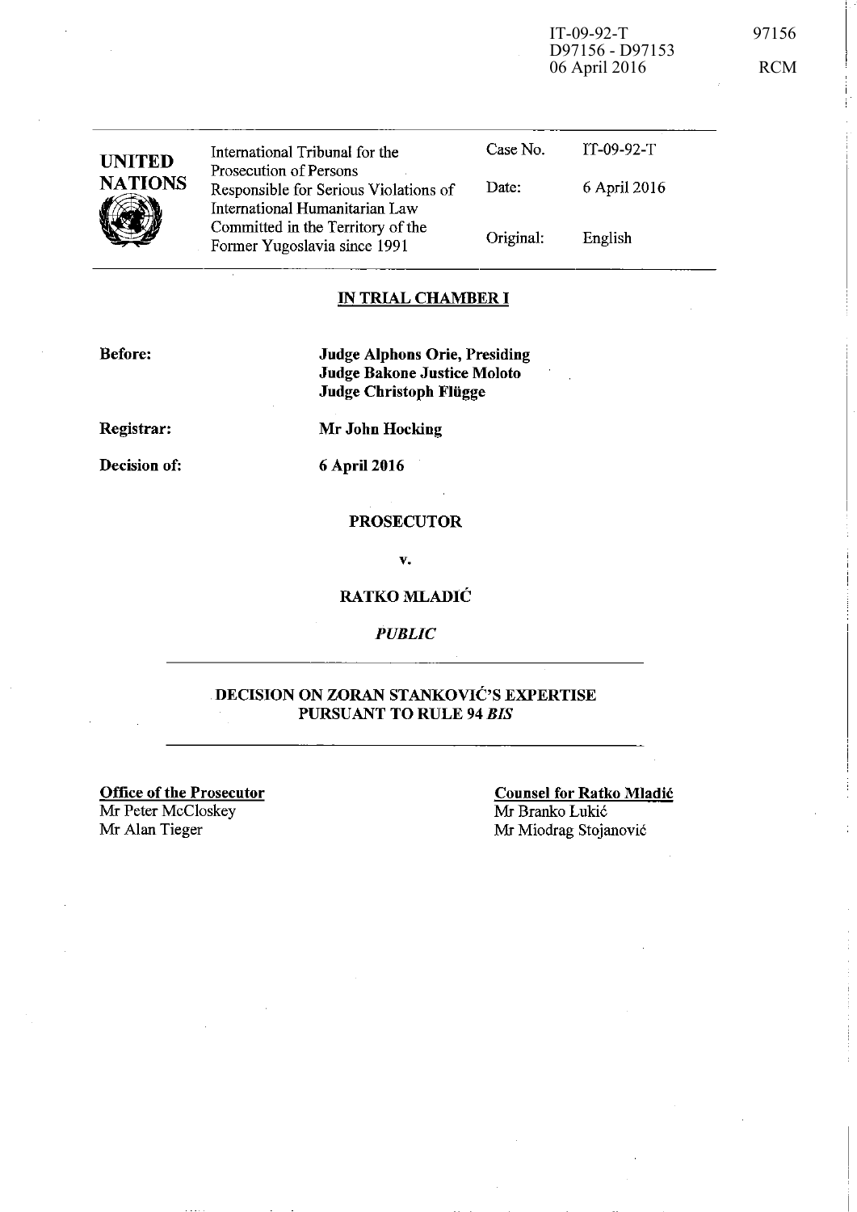IT-09-92-T
D97156 - D97153
06 April 2016

97156

RCM

| UNITED NATIONS | International Tribunal for the Prosecution of Persons Responsible for Serious Violations of International Humanitarian Law Committed in the Territory of the Former Yugoslavia since 1991 | Case No. | IT-09-92-T |
|---|---|---|---|
| | | Date: | 6 April 2016 |
| | | Original: | English |

**IN TRIAL CHAMBER I**

**Before:** **Judge Alphons Orie, Presiding**
**Judge Bakone Justice Moloto**
**Judge Christoph Flügge**

**Registrar:** **Mr John Hocking**

**Decision of:** **6 April 2016**

**PROSECUTOR**

**v.**

**RATKO MLADIĆ**

*PUBLIC*

**DECISION ON ZORAN STANKOVIĆ'S EXPERTISE PURSUANT TO RULE 94 *BIS***

**Office of the Prosecutor**
Mr Peter McCloskey
Mr Alan Tieger

**Counsel for Ratko Mladić**
Mr Branko Lukić
Mr Miodrag Stojanović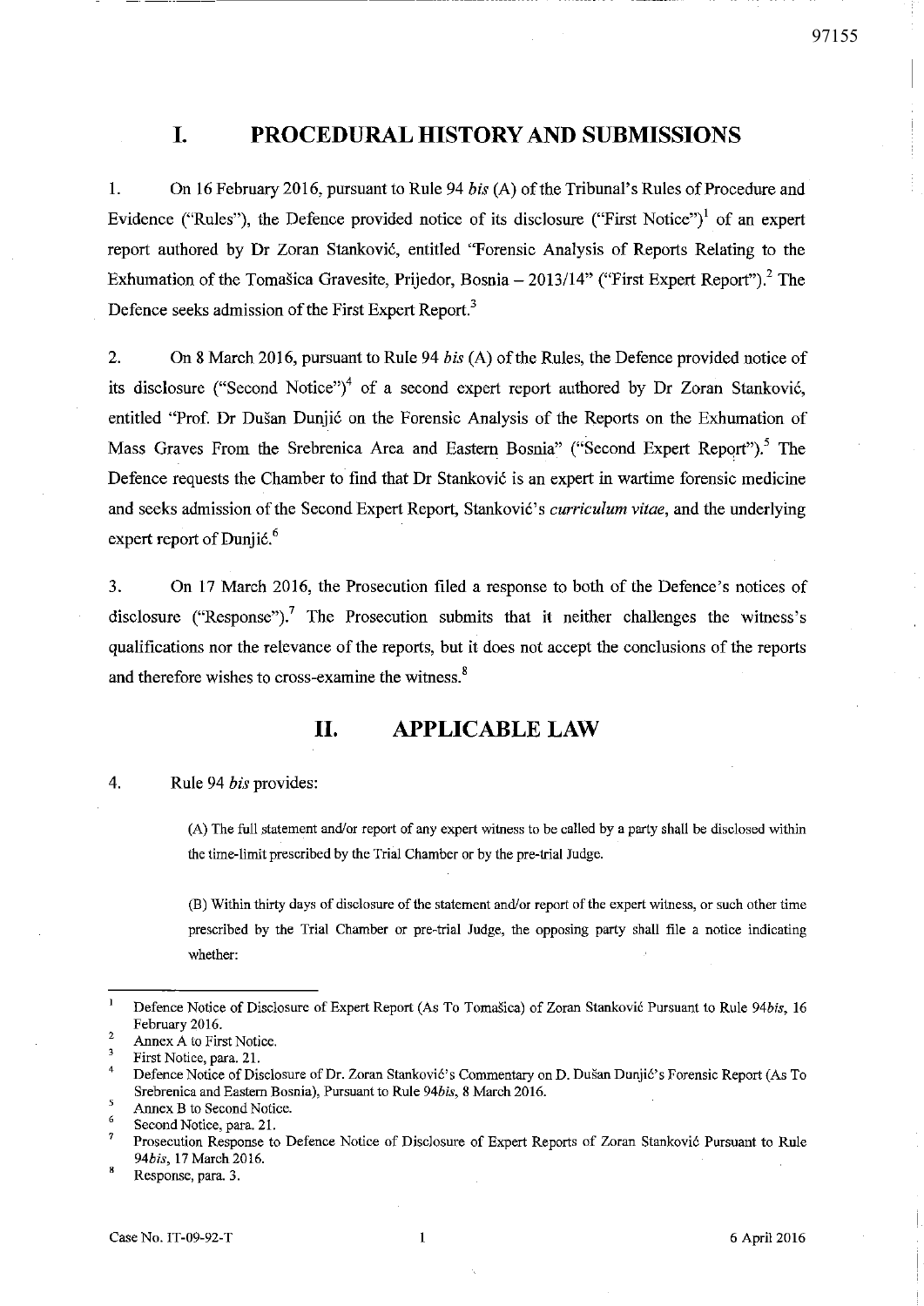# I. PROCEDURAL HISTORY AND SUBMISSIONS

1. On 16 February 2016, pursuant to Rule 94 *bis* (A) of the Tribunal's Rules of Procedure and Evidence ("Rules"), the Defence provided notice of its disclosure ("First Notice")[1] of an expert report authored by Dr Zoran Stanković, entitled "Forensic Analysis of Reports Relating to the Exhumation of the Tomašica Gravesite, Prijedor, Bosnia – 2013/14" ("First Expert Report").[2] The Defence seeks admission of the First Expert Report.[3]

2. On 8 March 2016, pursuant to Rule 94 *bis* (A) of the Rules, the Defence provided notice of its disclosure ("Second Notice")[4] of a second expert report authored by Dr Zoran Stanković, entitled "Prof. Dr Dušan Dunjić on the Forensic Analysis of the Reports on the Exhumation of Mass Graves From the Srebrenica Area and Eastern Bosnia" ("Second Expert Report").[5] The Defence requests the Chamber to find that Dr Stanković is an expert in wartime forensic medicine and seeks admission of the Second Expert Report, Stanković's *curriculum vitae*, and the underlying expert report of Dunjić.[6]

3. On 17 March 2016, the Prosecution filed a response to both of the Defence's notices of disclosure ("Response").[7] The Prosecution submits that it neither challenges the witness's qualifications nor the relevance of the reports, but it does not accept the conclusions of the reports and therefore wishes to cross-examine the witness.[8]

# II. APPLICABLE LAW

4. Rule 94 *bis* provides:

> (A) The full statement and/or report of any expert witness to be called by a party shall be disclosed within the time-limit prescribed by the Trial Chamber or by the pre-trial Judge.
>
> (B) Within thirty days of disclosure of the statement and/or report of the expert witness, or such other time prescribed by the Trial Chamber or pre-trial Judge, the opposing party shall file a notice indicating whether:

---

[1] Defence Notice of Disclosure of Expert Report (As To Tomašica) of Zoran Stanković Pursuant to Rule 94*bis*, 16 February 2016.

[2] Annex A to First Notice.

[3] First Notice, para. 21.

[4] Defence Notice of Disclosure of Dr. Zoran Stanković's Commentary on D. Dušan Dunjić's Forensic Report (As To Srebrenica and Eastern Bosnia), Pursuant to Rule 94*bis*, 8 March 2016.

[5] Annex B to Second Notice.

[6] Second Notice, para. 21.

[7] Prosecution Response to Defence Notice of Disclosure of Expert Reports of Zoran Stanković Pursuant to Rule 94*bis*, 17 March 2016.

[8] Response, para. 3.

Case No. IT-09-92-T | 6 April 2016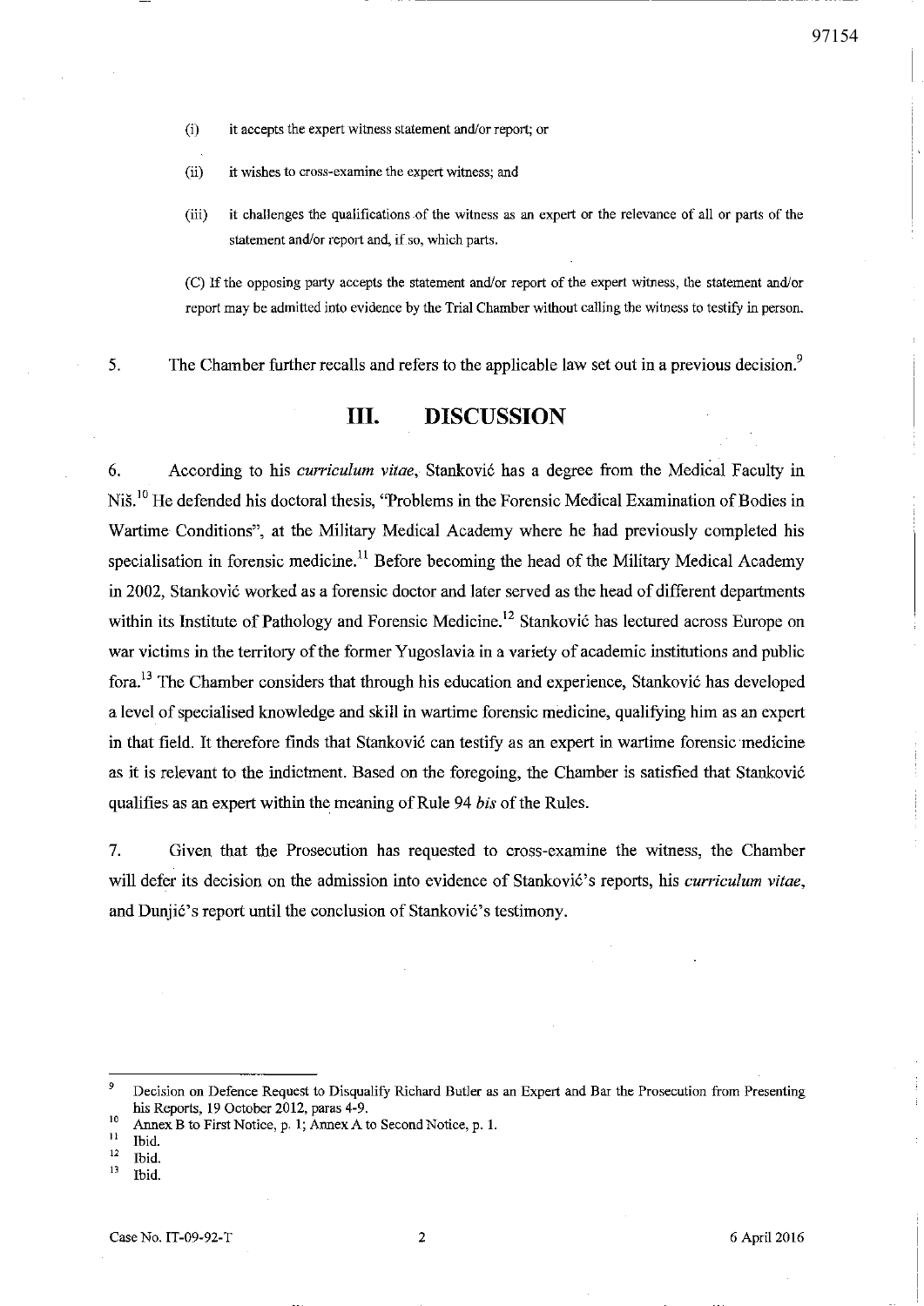(i) it accepts the expert witness statement and/or report; or

(ii) it wishes to cross-examine the expert witness; and

(iii) it challenges the qualifications of the witness as an expert or the relevance of all or parts of the statement and/or report and, if so, which parts.

(C) If the opposing party accepts the statement and/or report of the expert witness, the statement and/or report may be admitted into evidence by the Trial Chamber without calling the witness to testify in person.

5. The Chamber further recalls and refers to the applicable law set out in a previous decision.[9]

## III. DISCUSSION

6. According to his *curriculum vitae*, Stanković has a degree from the Medical Faculty in Niš.[10] He defended his doctoral thesis, "Problems in the Forensic Medical Examination of Bodies in Wartime Conditions", at the Military Medical Academy where he had previously completed his specialisation in forensic medicine.[11] Before becoming the head of the Military Medical Academy in 2002, Stanković worked as a forensic doctor and later served as the head of different departments within its Institute of Pathology and Forensic Medicine.[12] Stanković has lectured across Europe on war victims in the territory of the former Yugoslavia in a variety of academic institutions and public fora.[13] The Chamber considers that through his education and experience, Stanković has developed a level of specialised knowledge and skill in wartime forensic medicine, qualifying him as an expert in that field. It therefore finds that Stanković can testify as an expert in wartime forensic medicine as it is relevant to the indictment. Based on the foregoing, the Chamber is satisfied that Stanković qualifies as an expert within the meaning of Rule 94 *bis* of the Rules.

7. Given that the Prosecution has requested to cross-examine the witness, the Chamber will defer its decision on the admission into evidence of Stanković's reports, his *curriculum vitae*, and Dunjić's report until the conclusion of Stanković's testimony.

---

[9] Decision on Defence Request to Disqualify Richard Butler as an Expert and Bar the Prosecution from Presenting his Reports, 19 October 2012, paras 4-9.

[10] Annex B to First Notice, p. 1; Annex A to Second Notice, p. 1.

[11] Ibid.

[12] Ibid.

[13] Ibid.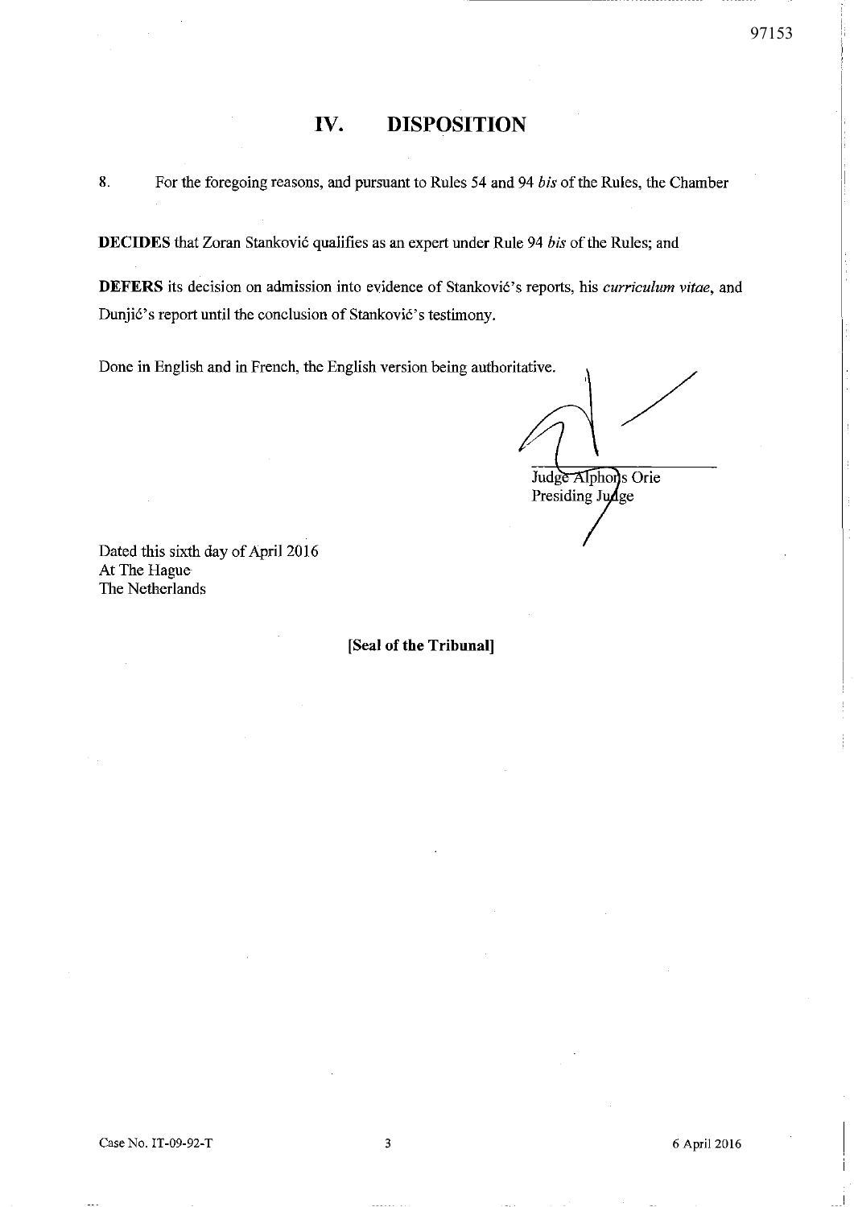# IV. DISPOSITION

8. For the foregoing reasons, and pursuant to Rules 54 and 94 *bis* of the Rules, the Chamber

**DECIDES** that Zoran Stanković qualifies as an expert under Rule 94 *bis* of the Rules; and

**DEFERS** its decision on admission into evidence of Stanković's reports, his *curriculum vitae*, and Dunjić's report until the conclusion of Stanković's testimony.

Done in English and in French, the English version being authoritative.

Judge Alphons Orie
Presiding Judge

Dated this sixth day of April 2016
At The Hague
The Netherlands

**[Seal of the Tribunal]**